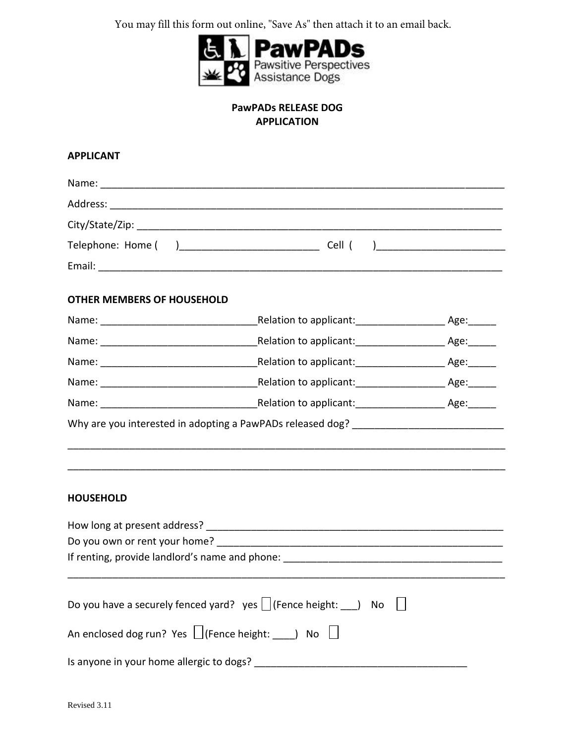You may fill this form out online, "Save As" then attach it to an email back.

PawPADs
Pawsitive Perspectives
Assistance Dogs

**PawPADs RELEASE DOG**
**APPLICATION**

## APPLICANT

Name: ___________________________________________________________________________

Address: _________________________________________________________________________

City/State/Zip: _____________________________________________________________________

Telephone: Home ( )_________________________ Cell ( )______________________

Email: ____________________________________________________________________________

## OTHER MEMBERS OF HOUSEHOLD

Name: ____________________________Relation to applicant:________________ Age:_____

Name: ____________________________Relation to applicant:________________ Age:_____

Name: ____________________________Relation to applicant:________________ Age:_____

Name: ____________________________Relation to applicant:________________ Age:_____

Name: ____________________________Relation to applicant:________________ Age:_____

Why are you interested in adopting a PawPADs released dog? ___________________________

__________________________________________________________________________________

__________________________________________________________________________________

## HOUSEHOLD

How long at present address? ______________________________________________________

Do you own or rent your home? _____________________________________________________

If renting, provide landlord's name and phone: ______________________________________

__________________________________________________________________________________

Do you have a securely fenced yard? yes ☐ (Fence height: ___) No ☐

An enclosed dog run? Yes ☐ (Fence height: ____) No ☐

Is anyone in your home allergic to dogs? ______________________________________

Revised 3.11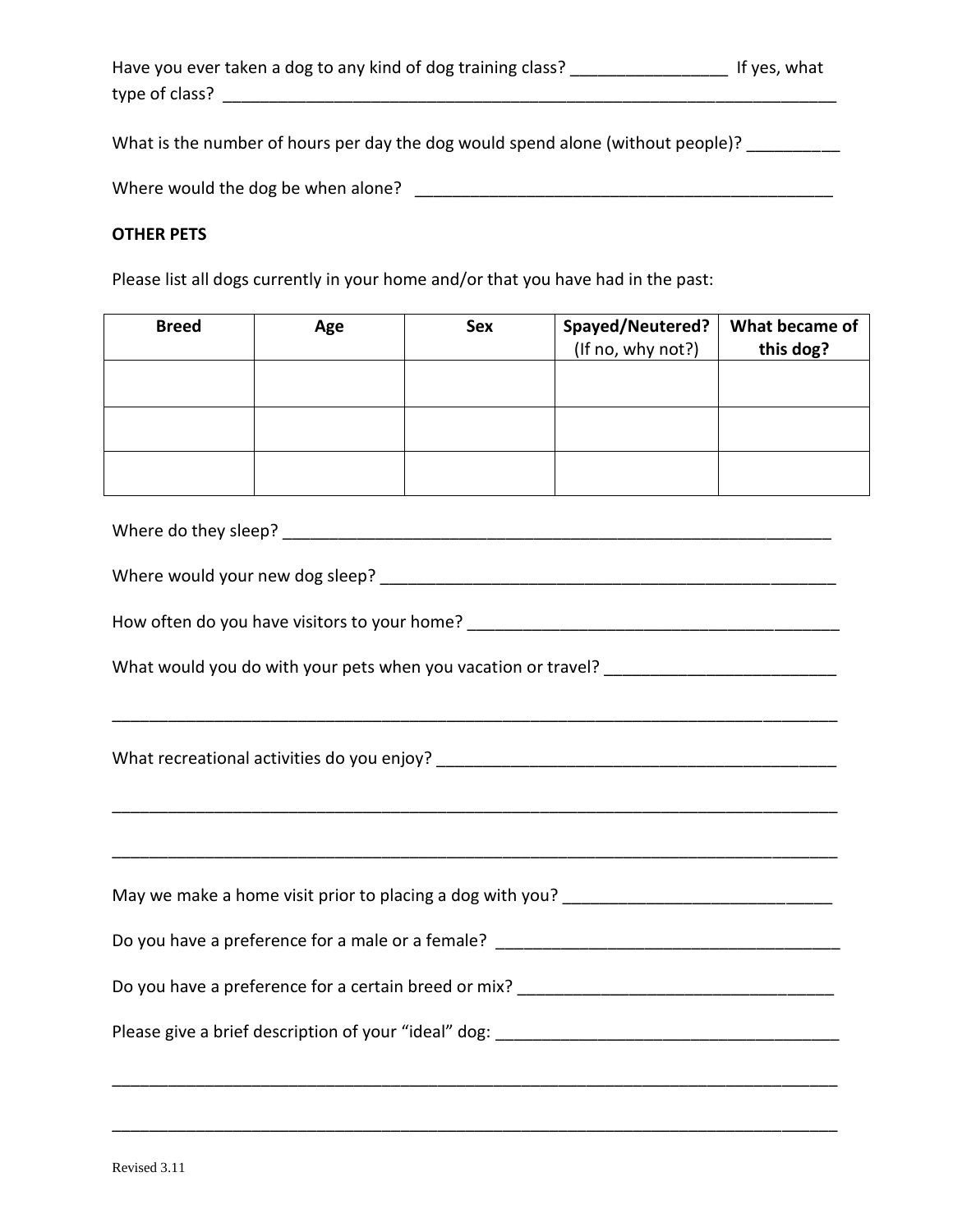Have you ever taken a dog to any kind of dog training class? _________________ If yes, what type of class? _______________________________________________________________________

What is the number of hours per day the dog would spend alone (without people)? __________

Where would the dog be when alone? ______________________________________________

**OTHER PETS**

Please list all dogs currently in your home and/or that you have had in the past:

| **Breed** | **Age** | **Sex** | **Spayed/Neutered?** (If no, why not?) | **What became of this dog?** |
|---|---|---|---|---|
| | | | | |
| | | | | |
| | | | | |

Where do they sleep? ______________________________________________________________

Where would your new dog sleep? ___________________________________________________

How often do you have visitors to your home? _________________________________________

What would you do with your pets when you vacation or travel? _________________________

_____________________________________________________________________________________

What recreational activities do you enjoy? ____________________________________________

_____________________________________________________________________________________

_____________________________________________________________________________________

May we make a home visit prior to placing a dog with you? _____________________________

Do you have a preference for a male or a female? ______________________________________

Do you have a preference for a certain breed or mix? ___________________________________

Please give a brief description of your "ideal" dog: _____________________________________

_____________________________________________________________________________________

_____________________________________________________________________________________

Revised 3.11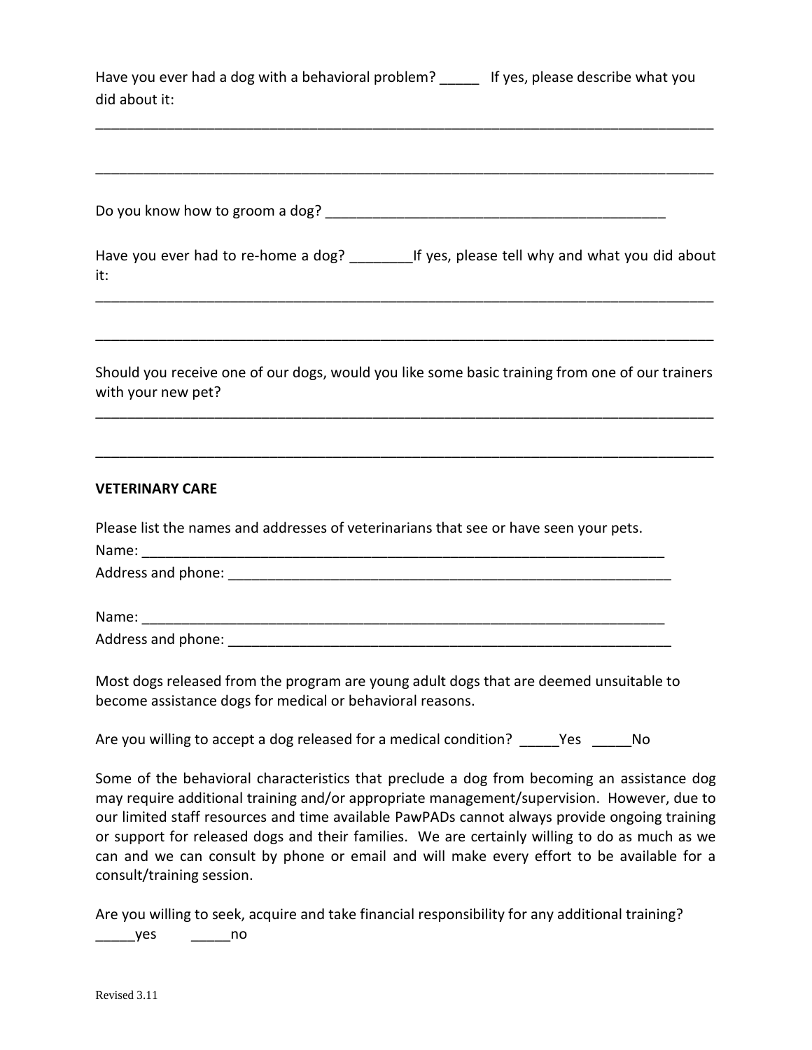Have you ever had a dog with a behavioral problem? _____ If yes, please describe what you did about it:

_______________________________________________________________________________

_______________________________________________________________________________

Do you know how to groom a dog? ____________________________________________

Have you ever had to re-home a dog? ________If yes, please tell why and what you did about it:

_______________________________________________________________________________

_______________________________________________________________________________

Should you receive one of our dogs, would you like some basic training from one of our trainers with your new pet?

_______________________________________________________________________________

_______________________________________________________________________________

**VETERINARY CARE**

Please list the names and addresses of veterinarians that see or have seen your pets.

Name: ____________________________________________________________________

Address and phone: ________________________________________________________

Name: ____________________________________________________________________

Address and phone: ________________________________________________________

Most dogs released from the program are young adult dogs that are deemed unsuitable to become assistance dogs for medical or behavioral reasons.

Are you willing to accept a dog released for a medical condition? _____Yes _____No

Some of the behavioral characteristics that preclude a dog from becoming an assistance dog may require additional training and/or appropriate management/supervision. However, due to our limited staff resources and time available PawPADs cannot always provide ongoing training or support for released dogs and their families. We are certainly willing to do as much as we can and we can consult by phone or email and will make every effort to be available for a consult/training session.

Are you willing to seek, acquire and take financial responsibility for any additional training?

_____yes _____no

Revised 3.11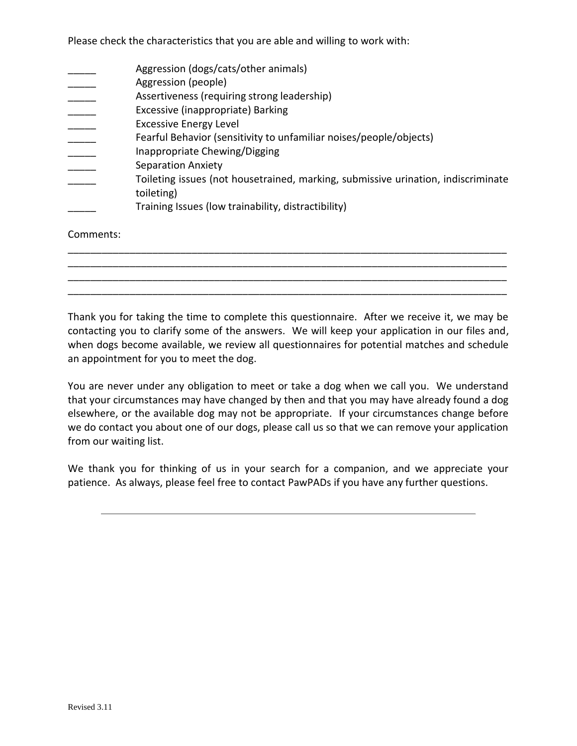Please check the characteristics that you are able and willing to work with:

_____ Aggression (dogs/cats/other animals)
_____ Aggression (people)
_____ Assertiveness (requiring strong leadership)
_____ Excessive (inappropriate) Barking
_____ Excessive Energy Level
_____ Fearful Behavior (sensitivity to unfamiliar noises/people/objects)
_____ Inappropriate Chewing/Digging
_____ Separation Anxiety
_____ Toileting issues (not housetrained, marking, submissive urination, indiscriminate toileting)
_____ Training Issues (low trainability, distractibility)

Comments:
________________________________________________________________________________
________________________________________________________________________________
________________________________________________________________________________
________________________________________________________________________________

Thank you for taking the time to complete this questionnaire. After we receive it, we may be contacting you to clarify some of the answers. We will keep your application in our files and, when dogs become available, we review all questionnaires for potential matches and schedule an appointment for you to meet the dog.

You are never under any obligation to meet or take a dog when we call you. We understand that your circumstances may have changed by then and that you may have already found a dog elsewhere, or the available dog may not be appropriate. If your circumstances change before we do contact you about one of our dogs, please call us so that we can remove your application from our waiting list.

We thank you for thinking of us in your search for a companion, and we appreciate your patience. As always, please feel free to contact PawPADs if you have any further questions.

---

Revised 3.11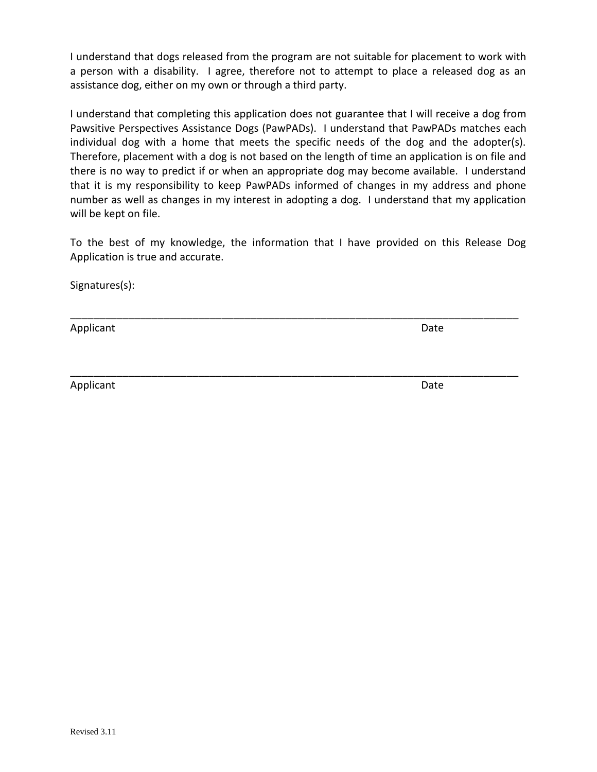I understand that dogs released from the program are not suitable for placement to work with a person with a disability. I agree, therefore not to attempt to place a released dog as an assistance dog, either on my own or through a third party.

I understand that completing this application does not guarantee that I will receive a dog from Pawsitive Perspectives Assistance Dogs (PawPADs). I understand that PawPADs matches each individual dog with a home that meets the specific needs of the dog and the adopter(s). Therefore, placement with a dog is not based on the length of time an application is on file and there is no way to predict if or when an appropriate dog may become available. I understand that it is my responsibility to keep PawPADs informed of changes in my address and phone number as well as changes in my interest in adopting a dog. I understand that my application will be kept on file.

To the best of my knowledge, the information that I have provided on this Release Dog Application is true and accurate.

Signatures(s):

_______________________________________________________________________________

Applicant Date

_______________________________________________________________________________

Applicant Date

Revised 3.11